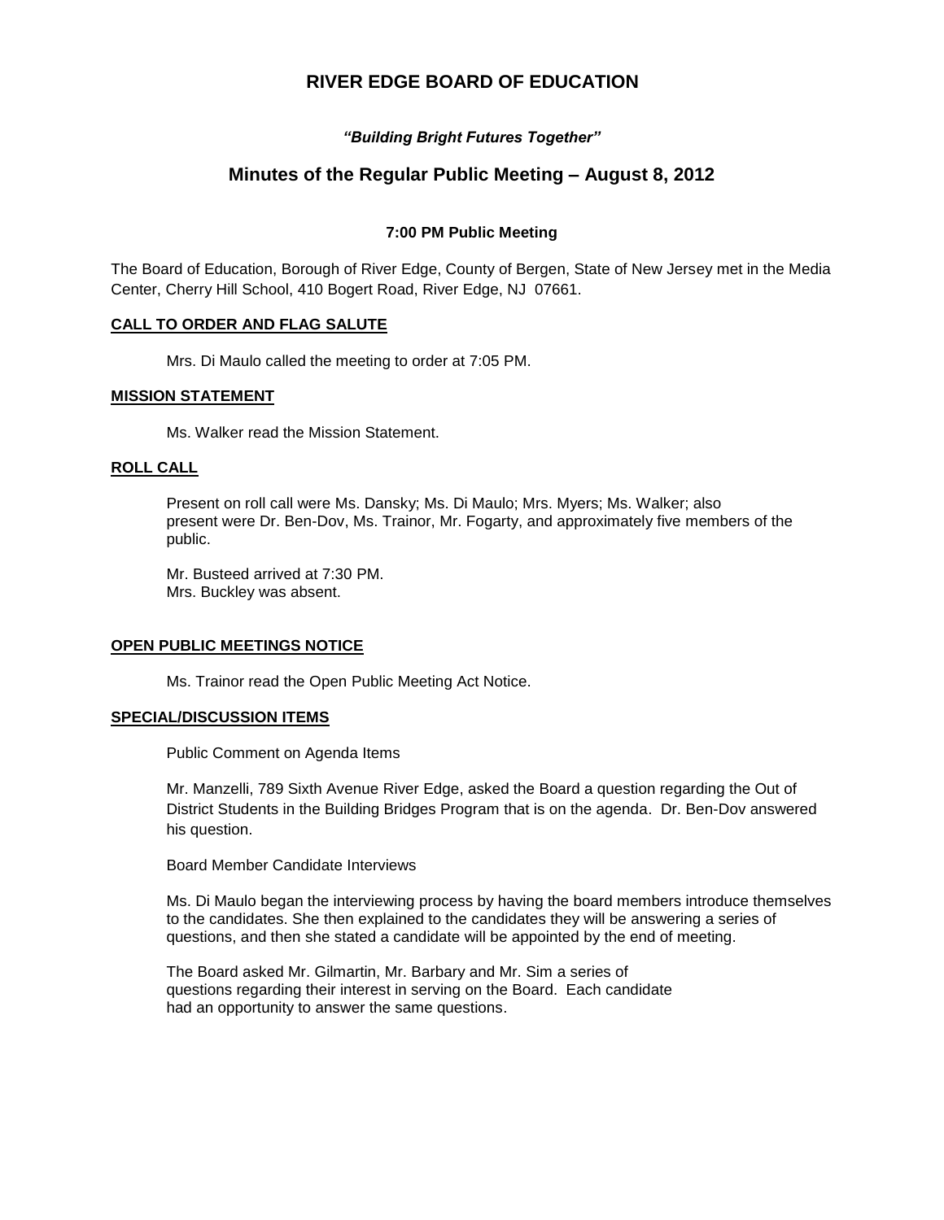# RIVER EDGE BOARD OF EDUCATION

***"Building Bright Futures Together"***

## Minutes of the Regular Public Meeting – August 8, 2012

**7:00 PM Public Meeting**

The Board of Education, Borough of River Edge, County of Bergen, State of New Jersey met in the Media Center, Cherry Hill School, 410 Bogert Road, River Edge, NJ 07661.

**CALL TO ORDER AND FLAG SALUTE**

Mrs. Di Maulo called the meeting to order at 7:05 PM.

**MISSION STATEMENT**

Ms. Walker read the Mission Statement.

**ROLL CALL**

Present on roll call were Ms. Dansky; Ms. Di Maulo; Mrs. Myers; Ms. Walker; also present were Dr. Ben-Dov, Ms. Trainor, Mr. Fogarty, and approximately five members of the public.

Mr. Busteed arrived at 7:30 PM.
Mrs. Buckley was absent.

**OPEN PUBLIC MEETINGS NOTICE**

Ms. Trainor read the Open Public Meeting Act Notice.

**SPECIAL/DISCUSSION ITEMS**

Public Comment on Agenda Items

Mr. Manzelli, 789 Sixth Avenue River Edge, asked the Board a question regarding the Out of District Students in the Building Bridges Program that is on the agenda. Dr. Ben-Dov answered his question.

Board Member Candidate Interviews

Ms. Di Maulo began the interviewing process by having the board members introduce themselves to the candidates. She then explained to the candidates they will be answering a series of questions, and then she stated a candidate will be appointed by the end of meeting.

The Board asked Mr. Gilmartin, Mr. Barbary and Mr. Sim a series of questions regarding their interest in serving on the Board. Each candidate had an opportunity to answer the same questions.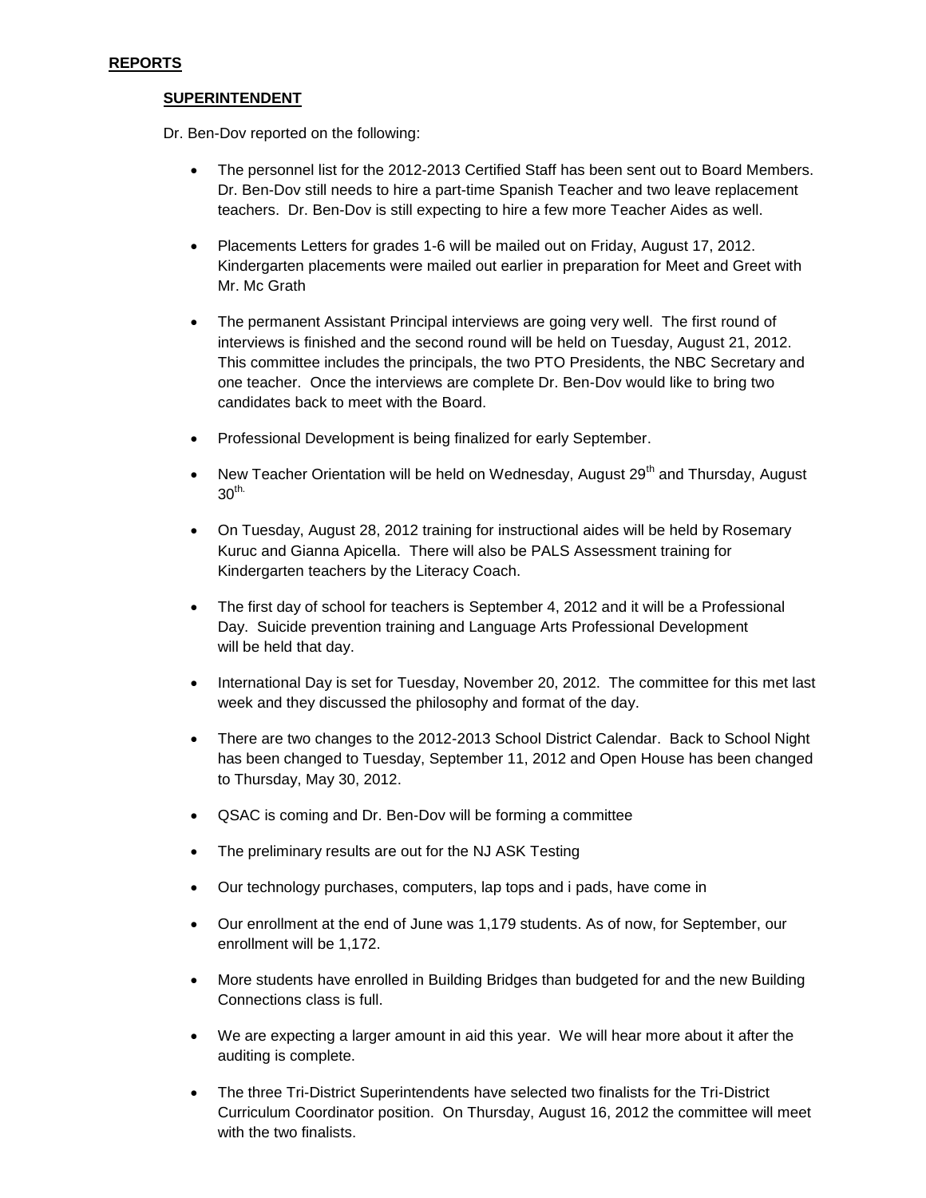**REPORTS**

**SUPERINTENDENT**

Dr. Ben-Dov reported on the following:

- The personnel list for the 2012-2013 Certified Staff has been sent out to Board Members. Dr. Ben-Dov still needs to hire a part-time Spanish Teacher and two leave replacement teachers. Dr. Ben-Dov is still expecting to hire a few more Teacher Aides as well.

- Placements Letters for grades 1-6 will be mailed out on Friday, August 17, 2012. Kindergarten placements were mailed out earlier in preparation for Meet and Greet with Mr. Mc Grath

- The permanent Assistant Principal interviews are going very well. The first round of interviews is finished and the second round will be held on Tuesday, August 21, 2012. This committee includes the principals, the two PTO Presidents, the NBC Secretary and one teacher. Once the interviews are complete Dr. Ben-Dov would like to bring two candidates back to meet with the Board.

- Professional Development is being finalized for early September.

- New Teacher Orientation will be held on Wednesday, August 29th and Thursday, August 30th.

- On Tuesday, August 28, 2012 training for instructional aides will be held by Rosemary Kuruc and Gianna Apicella. There will also be PALS Assessment training for Kindergarten teachers by the Literacy Coach.

- The first day of school for teachers is September 4, 2012 and it will be a Professional Day. Suicide prevention training and Language Arts Professional Development will be held that day.

- International Day is set for Tuesday, November 20, 2012. The committee for this met last week and they discussed the philosophy and format of the day.

- There are two changes to the 2012-2013 School District Calendar. Back to School Night has been changed to Tuesday, September 11, 2012 and Open House has been changed to Thursday, May 30, 2012.

- QSAC is coming and Dr. Ben-Dov will be forming a committee

- The preliminary results are out for the NJ ASK Testing

- Our technology purchases, computers, lap tops and i pads, have come in

- Our enrollment at the end of June was 1,179 students. As of now, for September, our enrollment will be 1,172.

- More students have enrolled in Building Bridges than budgeted for and the new Building Connections class is full.

- We are expecting a larger amount in aid this year. We will hear more about it after the auditing is complete.

- The three Tri-District Superintendents have selected two finalists for the Tri-District Curriculum Coordinator position. On Thursday, August 16, 2012 the committee will meet with the two finalists.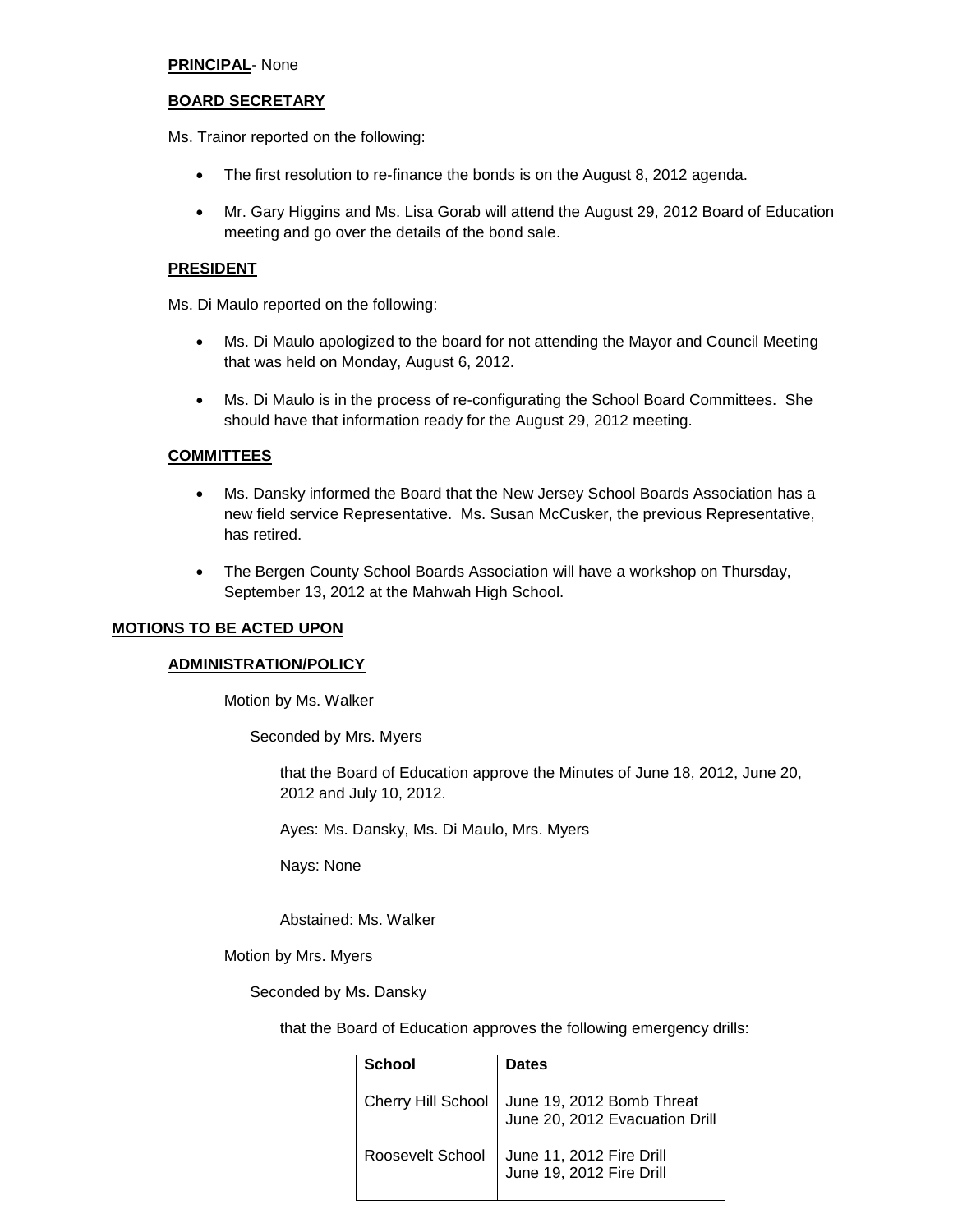**PRINCIPAL**- None

**BOARD SECRETARY**

Ms. Trainor reported on the following:

- The first resolution to re-finance the bonds is on the August 8, 2012 agenda.
- Mr. Gary Higgins and Ms. Lisa Gorab will attend the August 29, 2012 Board of Education meeting and go over the details of the bond sale.

**PRESIDENT**

Ms. Di Maulo reported on the following:

- Ms. Di Maulo apologized to the board for not attending the Mayor and Council Meeting that was held on Monday, August 6, 2012.
- Ms. Di Maulo is in the process of re-configurating the School Board Committees. She should have that information ready for the August 29, 2012 meeting.

**COMMITTEES**

- Ms. Dansky informed the Board that the New Jersey School Boards Association has a new field service Representative. Ms. Susan McCusker, the previous Representative, has retired.
- The Bergen County School Boards Association will have a workshop on Thursday, September 13, 2012 at the Mahwah High School.

**MOTIONS TO BE ACTED UPON**

**ADMINISTRATION/POLICY**

Motion by Ms. Walker

Seconded by Mrs. Myers

that the Board of Education approve the Minutes of June 18, 2012, June 20, 2012 and July 10, 2012.

Ayes: Ms. Dansky, Ms. Di Maulo, Mrs. Myers

Nays: None

Abstained: Ms. Walker

Motion by Mrs. Myers

Seconded by Ms. Dansky

that the Board of Education approves the following emergency drills:

| School | Dates |
|---|---|
| Cherry Hill School | June 19, 2012 Bomb Threat<br>June 20, 2012 Evacuation Drill |
| Roosevelt School | June 11, 2012 Fire Drill<br>June 19, 2012 Fire Drill |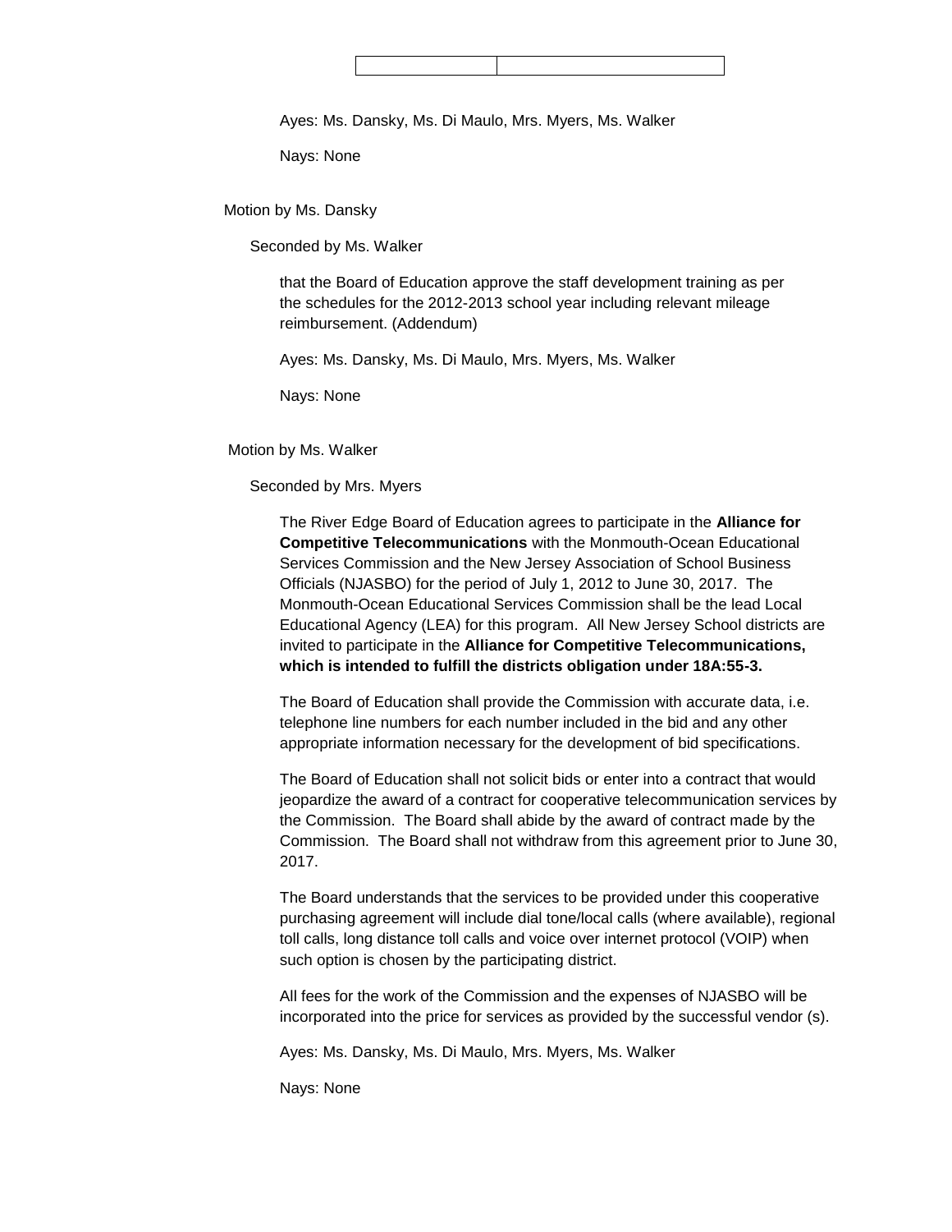| | |
|---|---|

Ayes: Ms. Dansky, Ms. Di Maulo, Mrs. Myers, Ms. Walker

Nays: None

Motion by Ms. Dansky

Seconded by Ms. Walker

that the Board of Education approve the staff development training as per the schedules for the 2012-2013 school year including relevant mileage reimbursement. (Addendum)

Ayes: Ms. Dansky, Ms. Di Maulo, Mrs. Myers, Ms. Walker

Nays: None

Motion by Ms. Walker

Seconded by Mrs. Myers

The River Edge Board of Education agrees to participate in the **Alliance for Competitive Telecommunications** with the Monmouth-Ocean Educational Services Commission and the New Jersey Association of School Business Officials (NJASBO) for the period of July 1, 2012 to June 30, 2017. The Monmouth-Ocean Educational Services Commission shall be the lead Local Educational Agency (LEA) for this program. All New Jersey School districts are invited to participate in the **Alliance for Competitive Telecommunications, which is intended to fulfill the districts obligation under 18A:55-3.**

The Board of Education shall provide the Commission with accurate data, i.e. telephone line numbers for each number included in the bid and any other appropriate information necessary for the development of bid specifications.

The Board of Education shall not solicit bids or enter into a contract that would jeopardize the award of a contract for cooperative telecommunication services by the Commission. The Board shall abide by the award of contract made by the Commission. The Board shall not withdraw from this agreement prior to June 30, 2017.

The Board understands that the services to be provided under this cooperative purchasing agreement will include dial tone/local calls (where available), regional toll calls, long distance toll calls and voice over internet protocol (VOIP) when such option is chosen by the participating district.

All fees for the work of the Commission and the expenses of NJASBO will be incorporated into the price for services as provided by the successful vendor (s).

Ayes: Ms. Dansky, Ms. Di Maulo, Mrs. Myers, Ms. Walker

Nays: None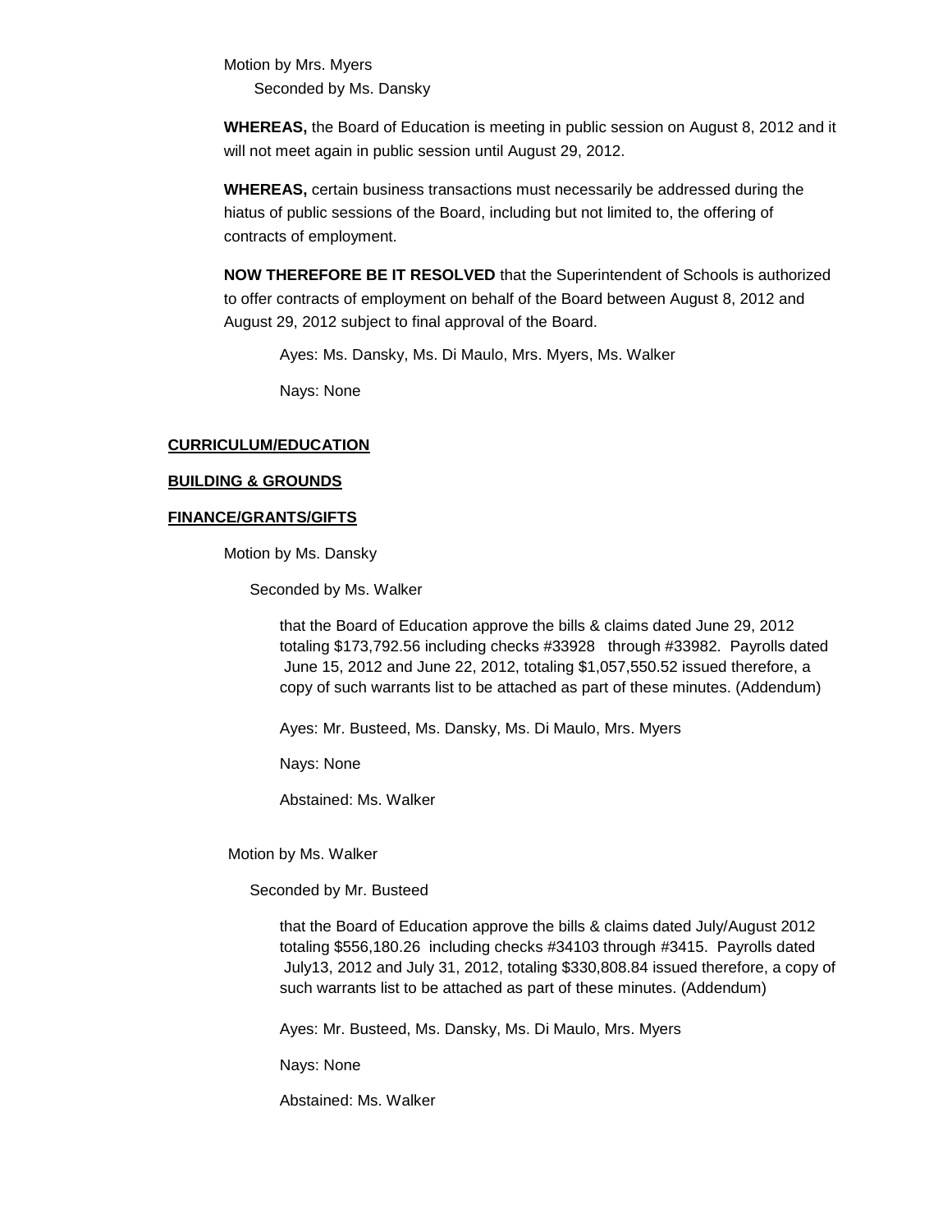Motion by Mrs. Myers

Seconded by Ms. Dansky

**WHEREAS,** the Board of Education is meeting in public session on August 8, 2012 and it will not meet again in public session until August 29, 2012.

**WHEREAS,** certain business transactions must necessarily be addressed during the hiatus of public sessions of the Board, including but not limited to, the offering of contracts of employment.

**NOW THEREFORE BE IT RESOLVED** that the Superintendent of Schools is authorized to offer contracts of employment on behalf of the Board between August 8, 2012 and August 29, 2012 subject to final approval of the Board.

Ayes: Ms. Dansky, Ms. Di Maulo, Mrs. Myers, Ms. Walker

Nays: None

**CURRICULUM/EDUCATION**

**BUILDING & GROUNDS**

**FINANCE/GRANTS/GIFTS**

Motion by Ms. Dansky

Seconded by Ms. Walker

that the Board of Education approve the bills & claims dated June 29, 2012 totaling $173,792.56 including checks #33928 through #33982. Payrolls dated June 15, 2012 and June 22, 2012, totaling $1,057,550.52 issued therefore, a copy of such warrants list to be attached as part of these minutes. (Addendum)

Ayes: Mr. Busteed, Ms. Dansky, Ms. Di Maulo, Mrs. Myers

Nays: None

Abstained: Ms. Walker

Motion by Ms. Walker

Seconded by Mr. Busteed

that the Board of Education approve the bills & claims dated July/August 2012 totaling $556,180.26 including checks #34103 through #3415. Payrolls dated July13, 2012 and July 31, 2012, totaling $330,808.84 issued therefore, a copy of such warrants list to be attached as part of these minutes. (Addendum)

Ayes: Mr. Busteed, Ms. Dansky, Ms. Di Maulo, Mrs. Myers

Nays: None

Abstained: Ms. Walker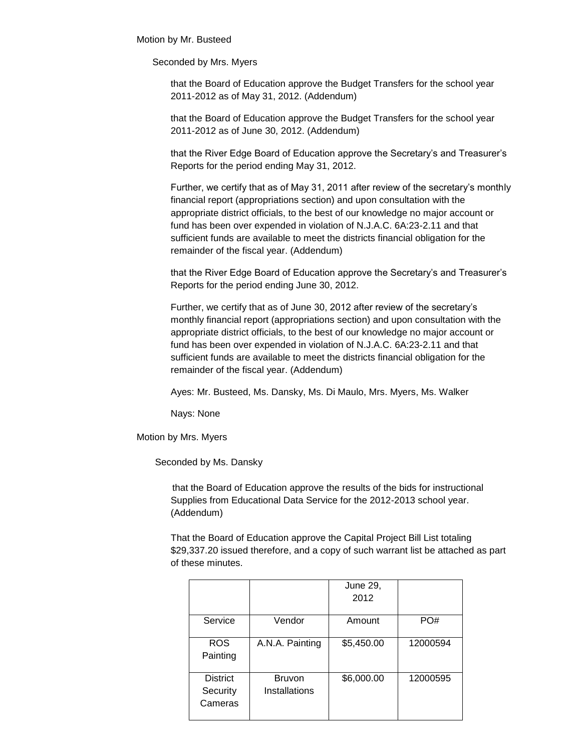Motion by Mr. Busteed

Seconded by Mrs. Myers

that the Board of Education approve the Budget Transfers for the school year 2011-2012 as of May 31, 2012. (Addendum)

that the Board of Education approve the Budget Transfers for the school year 2011-2012 as of June 30, 2012. (Addendum)

that the River Edge Board of Education approve the Secretary's and Treasurer's Reports for the period ending May 31, 2012.

Further, we certify that as of May 31, 2011 after review of the secretary's monthly financial report (appropriations section) and upon consultation with the appropriate district officials, to the best of our knowledge no major account or fund has been over expended in violation of N.J.A.C. 6A:23-2.11 and that sufficient funds are available to meet the districts financial obligation for the remainder of the fiscal year. (Addendum)

that the River Edge Board of Education approve the Secretary's and Treasurer's Reports for the period ending June 30, 2012.

Further, we certify that as of June 30, 2012 after review of the secretary's monthly financial report (appropriations section) and upon consultation with the appropriate district officials, to the best of our knowledge no major account or fund has been over expended in violation of N.J.A.C. 6A:23-2.11 and that sufficient funds are available to meet the districts financial obligation for the remainder of the fiscal year. (Addendum)

Ayes: Mr. Busteed, Ms. Dansky, Ms. Di Maulo, Mrs. Myers, Ms. Walker

Nays: None

Motion by Mrs. Myers

Seconded by Ms. Dansky

that the Board of Education approve the results of the bids for instructional Supplies from Educational Data Service for the 2012-2013 school year. (Addendum)

That the Board of Education approve the Capital Project Bill List totaling $29,337.20 issued therefore, and a copy of such warrant list be attached as part of these minutes.

| | | June 29, 2012 | |
|---|---|---|---|
| Service | Vendor | Amount | PO# |
| ROS Painting | A.N.A. Painting | $5,450.00 | 12000594 |
| District Security Cameras | Bruvon Installations | $6,000.00 | 12000595 |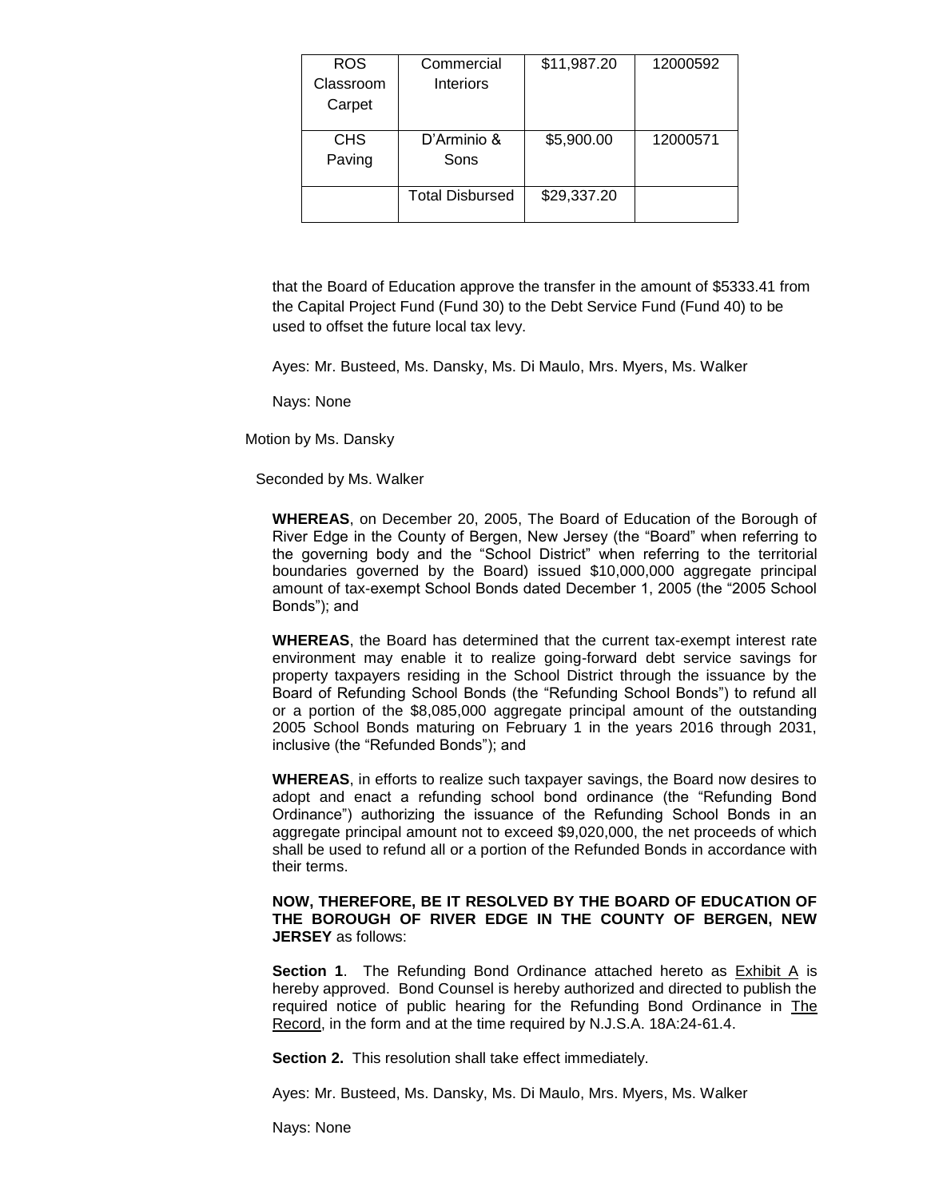| ROS Classroom Carpet | Commercial Interiors | $11,987.20 | 12000592 |
|---|---|---|---|
| CHS Paving | D'Arminio & Sons | $5,900.00 | 12000571 |
| | Total Disbursed | $29,337.20 | |

that the Board of Education approve the transfer in the amount of $5333.41 from the Capital Project Fund (Fund 30) to the Debt Service Fund (Fund 40) to be used to offset the future local tax levy.

Ayes: Mr. Busteed, Ms. Dansky, Ms. Di Maulo, Mrs. Myers, Ms. Walker

Nays: None

Motion by Ms. Dansky

Seconded by Ms. Walker

**WHEREAS**, on December 20, 2005, The Board of Education of the Borough of River Edge in the County of Bergen, New Jersey (the "Board" when referring to the governing body and the "School District" when referring to the territorial boundaries governed by the Board) issued $10,000,000 aggregate principal amount of tax-exempt School Bonds dated December 1, 2005 (the "2005 School Bonds"); and

**WHEREAS**, the Board has determined that the current tax-exempt interest rate environment may enable it to realize going-forward debt service savings for property taxpayers residing in the School District through the issuance by the Board of Refunding School Bonds (the "Refunding School Bonds") to refund all or a portion of the $8,085,000 aggregate principal amount of the outstanding 2005 School Bonds maturing on February 1 in the years 2016 through 2031, inclusive (the "Refunded Bonds"); and

**WHEREAS**, in efforts to realize such taxpayer savings, the Board now desires to adopt and enact a refunding school bond ordinance (the "Refunding Bond Ordinance") authorizing the issuance of the Refunding School Bonds in an aggregate principal amount not to exceed $9,020,000, the net proceeds of which shall be used to refund all or a portion of the Refunded Bonds in accordance with their terms.

**NOW, THEREFORE, BE IT RESOLVED BY THE BOARD OF EDUCATION OF THE BOROUGH OF RIVER EDGE IN THE COUNTY OF BERGEN, NEW JERSEY** as follows:

**Section 1**. The Refunding Bond Ordinance attached hereto as Exhibit A is hereby approved. Bond Counsel is hereby authorized and directed to publish the required notice of public hearing for the Refunding Bond Ordinance in The Record, in the form and at the time required by N.J.S.A. 18A:24-61.4.

**Section 2.** This resolution shall take effect immediately.

Ayes: Mr. Busteed, Ms. Dansky, Ms. Di Maulo, Mrs. Myers, Ms. Walker

Nays: None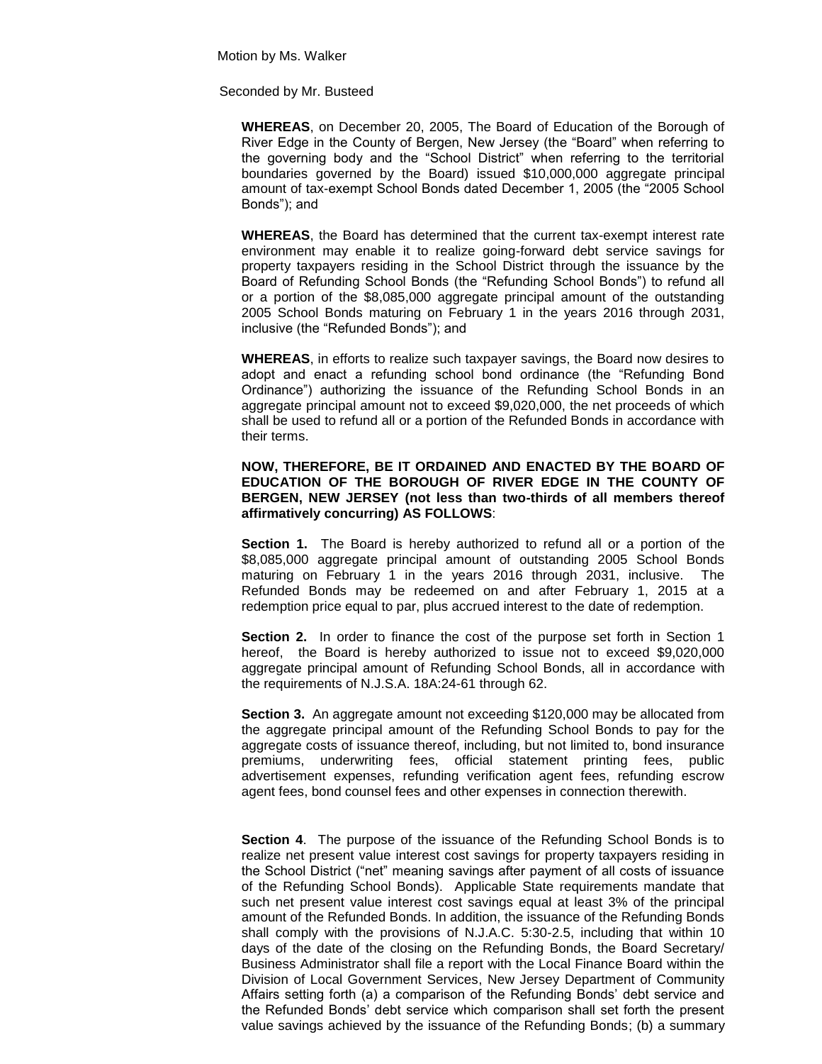Motion by Ms. Walker

Seconded by Mr. Busteed

**WHEREAS**, on December 20, 2005, The Board of Education of the Borough of River Edge in the County of Bergen, New Jersey (the "Board" when referring to the governing body and the "School District" when referring to the territorial boundaries governed by the Board) issued $10,000,000 aggregate principal amount of tax-exempt School Bonds dated December 1, 2005 (the "2005 School Bonds"); and

**WHEREAS**, the Board has determined that the current tax-exempt interest rate environment may enable it to realize going-forward debt service savings for property taxpayers residing in the School District through the issuance by the Board of Refunding School Bonds (the "Refunding School Bonds") to refund all or a portion of the $8,085,000 aggregate principal amount of the outstanding 2005 School Bonds maturing on February 1 in the years 2016 through 2031, inclusive (the "Refunded Bonds"); and

**WHEREAS**, in efforts to realize such taxpayer savings, the Board now desires to adopt and enact a refunding school bond ordinance (the "Refunding Bond Ordinance") authorizing the issuance of the Refunding School Bonds in an aggregate principal amount not to exceed $9,020,000, the net proceeds of which shall be used to refund all or a portion of the Refunded Bonds in accordance with their terms.

**NOW, THEREFORE, BE IT ORDAINED AND ENACTED BY THE BOARD OF EDUCATION OF THE BOROUGH OF RIVER EDGE IN THE COUNTY OF BERGEN, NEW JERSEY (not less than two-thirds of all members thereof affirmatively concurring) AS FOLLOWS**:

**Section 1.** The Board is hereby authorized to refund all or a portion of the $8,085,000 aggregate principal amount of outstanding 2005 School Bonds maturing on February 1 in the years 2016 through 2031, inclusive. The Refunded Bonds may be redeemed on and after February 1, 2015 at a redemption price equal to par, plus accrued interest to the date of redemption.

**Section 2.** In order to finance the cost of the purpose set forth in Section 1 hereof, the Board is hereby authorized to issue not to exceed $9,020,000 aggregate principal amount of Refunding School Bonds, all in accordance with the requirements of N.J.S.A. 18A:24-61 through 62.

**Section 3.** An aggregate amount not exceeding $120,000 may be allocated from the aggregate principal amount of the Refunding School Bonds to pay for the aggregate costs of issuance thereof, including, but not limited to, bond insurance premiums, underwriting fees, official statement printing fees, public advertisement expenses, refunding verification agent fees, refunding escrow agent fees, bond counsel fees and other expenses in connection therewith.

**Section 4**. The purpose of the issuance of the Refunding School Bonds is to realize net present value interest cost savings for property taxpayers residing in the School District ("net" meaning savings after payment of all costs of issuance of the Refunding School Bonds). Applicable State requirements mandate that such net present value interest cost savings equal at least 3% of the principal amount of the Refunded Bonds. In addition, the issuance of the Refunding Bonds shall comply with the provisions of N.J.A.C. 5:30-2.5, including that within 10 days of the date of the closing on the Refunding Bonds, the Board Secretary/ Business Administrator shall file a report with the Local Finance Board within the Division of Local Government Services, New Jersey Department of Community Affairs setting forth (a) a comparison of the Refunding Bonds' debt service and the Refunded Bonds' debt service which comparison shall set forth the present value savings achieved by the issuance of the Refunding Bonds; (b) a summary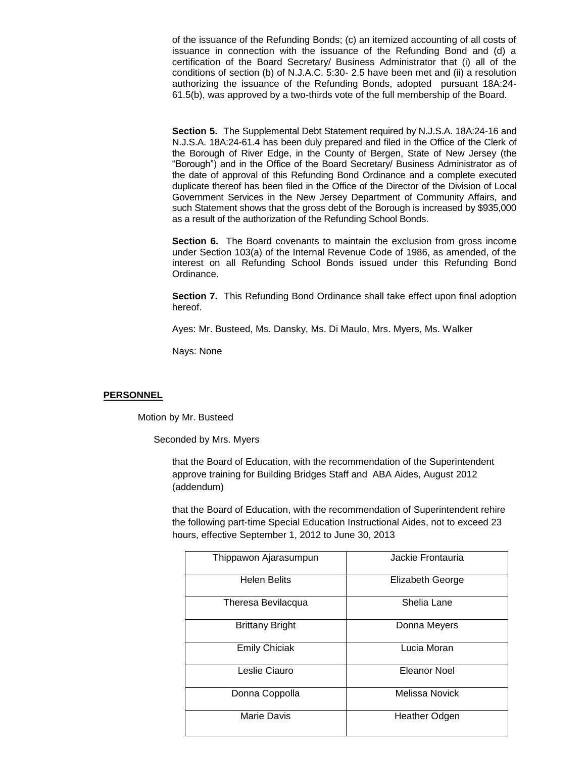of the issuance of the Refunding Bonds; (c) an itemized accounting of all costs of issuance in connection with the issuance of the Refunding Bond and (d) a certification of the Board Secretary/ Business Administrator that (i) all of the conditions of section (b) of N.J.A.C. 5:30- 2.5 have been met and (ii) a resolution authorizing the issuance of the Refunding Bonds, adopted pursuant 18A:24-61.5(b), was approved by a two-thirds vote of the full membership of the Board.

**Section 5.** The Supplemental Debt Statement required by N.J.S.A. 18A:24-16 and N.J.S.A. 18A:24-61.4 has been duly prepared and filed in the Office of the Clerk of the Borough of River Edge, in the County of Bergen, State of New Jersey (the "Borough") and in the Office of the Board Secretary/ Business Administrator as of the date of approval of this Refunding Bond Ordinance and a complete executed duplicate thereof has been filed in the Office of the Director of the Division of Local Government Services in the New Jersey Department of Community Affairs, and such Statement shows that the gross debt of the Borough is increased by $935,000 as a result of the authorization of the Refunding School Bonds.

**Section 6.** The Board covenants to maintain the exclusion from gross income under Section 103(a) of the Internal Revenue Code of 1986, as amended, of the interest on all Refunding School Bonds issued under this Refunding Bond Ordinance.

**Section 7.** This Refunding Bond Ordinance shall take effect upon final adoption hereof.

Ayes: Mr. Busteed, Ms. Dansky, Ms. Di Maulo, Mrs. Myers, Ms. Walker

Nays: None

**PERSONNEL**

Motion by Mr. Busteed

Seconded by Mrs. Myers

that the Board of Education, with the recommendation of the Superintendent approve training for Building Bridges Staff and ABA Aides, August 2012 (addendum)

that the Board of Education, with the recommendation of Superintendent rehire the following part-time Special Education Instructional Aides, not to exceed 23 hours, effective September 1, 2012 to June 30, 2013

| | |
|---|---|
| Thippawon Ajarasumpun | Jackie Frontauria |
| Helen Belits | Elizabeth George |
| Theresa Bevilacqua | Shelia Lane |
| Brittany Bright | Donna Meyers |
| Emily Chiciak | Lucia Moran |
| Leslie Ciauro | Eleanor Noel |
| Donna Coppolla | Melissa Novick |
| Marie Davis | Heather Odgen |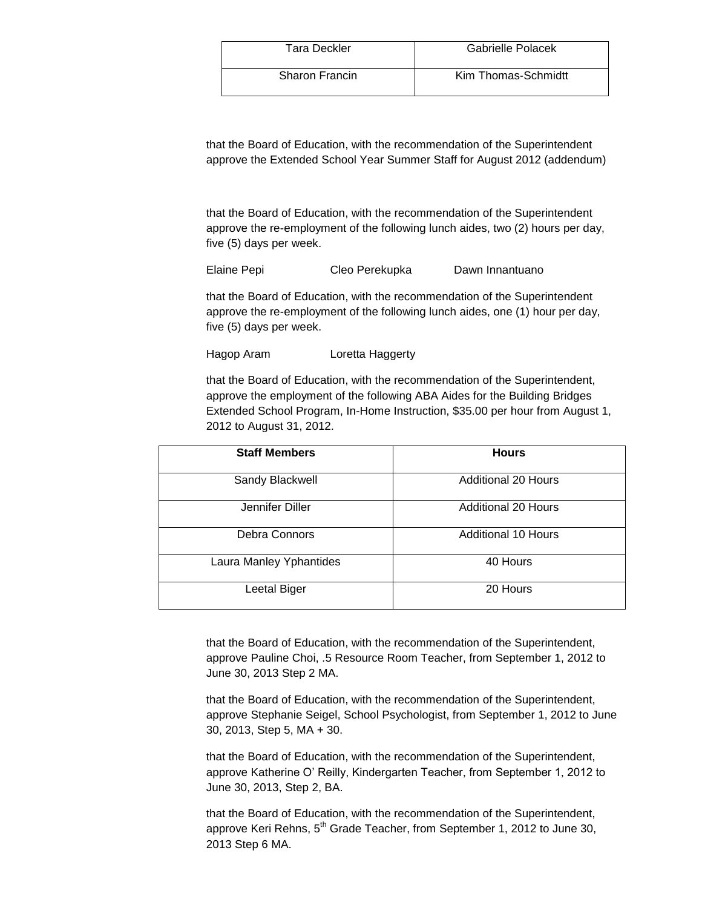| Tara Deckler | Gabrielle Polacek |
|---|---|
| Sharon Francin | Kim Thomas-Schmidtt |

that the Board of Education, with the recommendation of the Superintendent approve the Extended School Year Summer Staff for August 2012 (addendum)

that the Board of Education, with the recommendation of the Superintendent approve the re-employment of the following lunch aides, two (2) hours per day, five (5) days per week.

Elaine Pepi　　Cleo Perekupka　　Dawn Innantuano

that the Board of Education, with the recommendation of the Superintendent approve the re-employment of the following lunch aides, one (1) hour per day, five (5) days per week.

Hagop Aram　　Loretta Haggerty

that the Board of Education, with the recommendation of the Superintendent, approve the employment of the following ABA Aides for the Building Bridges Extended School Program, In-Home Instruction, $35.00 per hour from August 1, 2012 to August 31, 2012.

| Staff Members | Hours |
|---|---|
| Sandy Blackwell | Additional 20 Hours |
| Jennifer Diller | Additional 20 Hours |
| Debra Connors | Additional 10 Hours |
| Laura Manley Yphantides | 40 Hours |
| Leetal Biger | 20 Hours |

that the Board of Education, with the recommendation of the Superintendent, approve Pauline Choi, .5 Resource Room Teacher, from September 1, 2012 to June 30, 2013 Step 2 MA.

that the Board of Education, with the recommendation of the Superintendent, approve Stephanie Seigel, School Psychologist, from September 1, 2012 to June 30, 2013, Step 5, MA + 30.

that the Board of Education, with the recommendation of the Superintendent, approve Katherine O' Reilly, Kindergarten Teacher, from September 1, 2012 to June 30, 2013, Step 2, BA.

that the Board of Education, with the recommendation of the Superintendent, approve Keri Rehns, 5th Grade Teacher, from September 1, 2012 to June 30, 2013 Step 6 MA.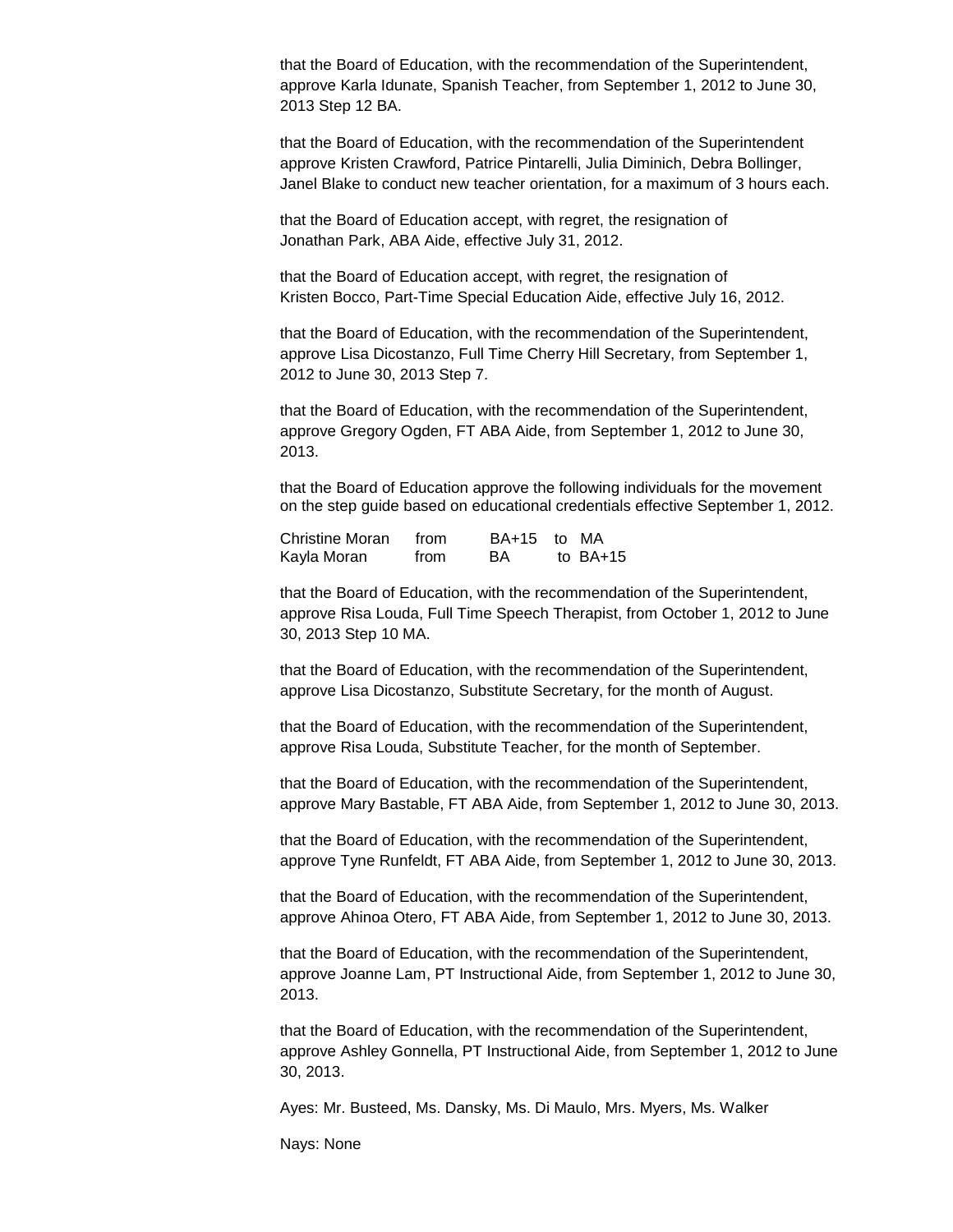that the Board of Education, with the recommendation of the Superintendent, approve Karla Idunate, Spanish Teacher, from September 1, 2012 to June 30, 2013 Step 12 BA.

that the Board of Education, with the recommendation of the Superintendent approve Kristen Crawford, Patrice Pintarelli, Julia Diminich, Debra Bollinger, Janel Blake to conduct new teacher orientation, for a maximum of 3 hours each.

that the Board of Education accept, with regret, the resignation of Jonathan Park, ABA Aide, effective July 31, 2012.

that the Board of Education accept, with regret, the resignation of Kristen Bocco, Part-Time Special Education Aide, effective July 16, 2012.

that the Board of Education, with the recommendation of the Superintendent, approve Lisa Dicostanzo, Full Time Cherry Hill Secretary, from September 1, 2012 to June 30, 2013 Step 7.

that the Board of Education, with the recommendation of the Superintendent, approve Gregory Ogden, FT ABA Aide, from September 1, 2012 to June 30, 2013.

that the Board of Education approve the following individuals for the movement on the step guide based on educational credentials effective September 1, 2012.

| | | | |
|---|---|---|---|
| Christine Moran | from | BA+15 | to MA |
| Kayla Moran | from | BA | to BA+15 |

that the Board of Education, with the recommendation of the Superintendent, approve Risa Louda, Full Time Speech Therapist, from October 1, 2012 to June 30, 2013 Step 10 MA.

that the Board of Education, with the recommendation of the Superintendent, approve Lisa Dicostanzo, Substitute Secretary, for the month of August.

that the Board of Education, with the recommendation of the Superintendent, approve Risa Louda, Substitute Teacher, for the month of September.

that the Board of Education, with the recommendation of the Superintendent, approve Mary Bastable, FT ABA Aide, from September 1, 2012 to June 30, 2013.

that the Board of Education, with the recommendation of the Superintendent, approve Tyne Runfeldt, FT ABA Aide, from September 1, 2012 to June 30, 2013.

that the Board of Education, with the recommendation of the Superintendent, approve Ahinoa Otero, FT ABA Aide, from September 1, 2012 to June 30, 2013.

that the Board of Education, with the recommendation of the Superintendent, approve Joanne Lam, PT Instructional Aide, from September 1, 2012 to June 30, 2013.

that the Board of Education, with the recommendation of the Superintendent, approve Ashley Gonnella, PT Instructional Aide, from September 1, 2012 to June 30, 2013.

Ayes: Mr. Busteed, Ms. Dansky, Ms. Di Maulo, Mrs. Myers, Ms. Walker

Nays: None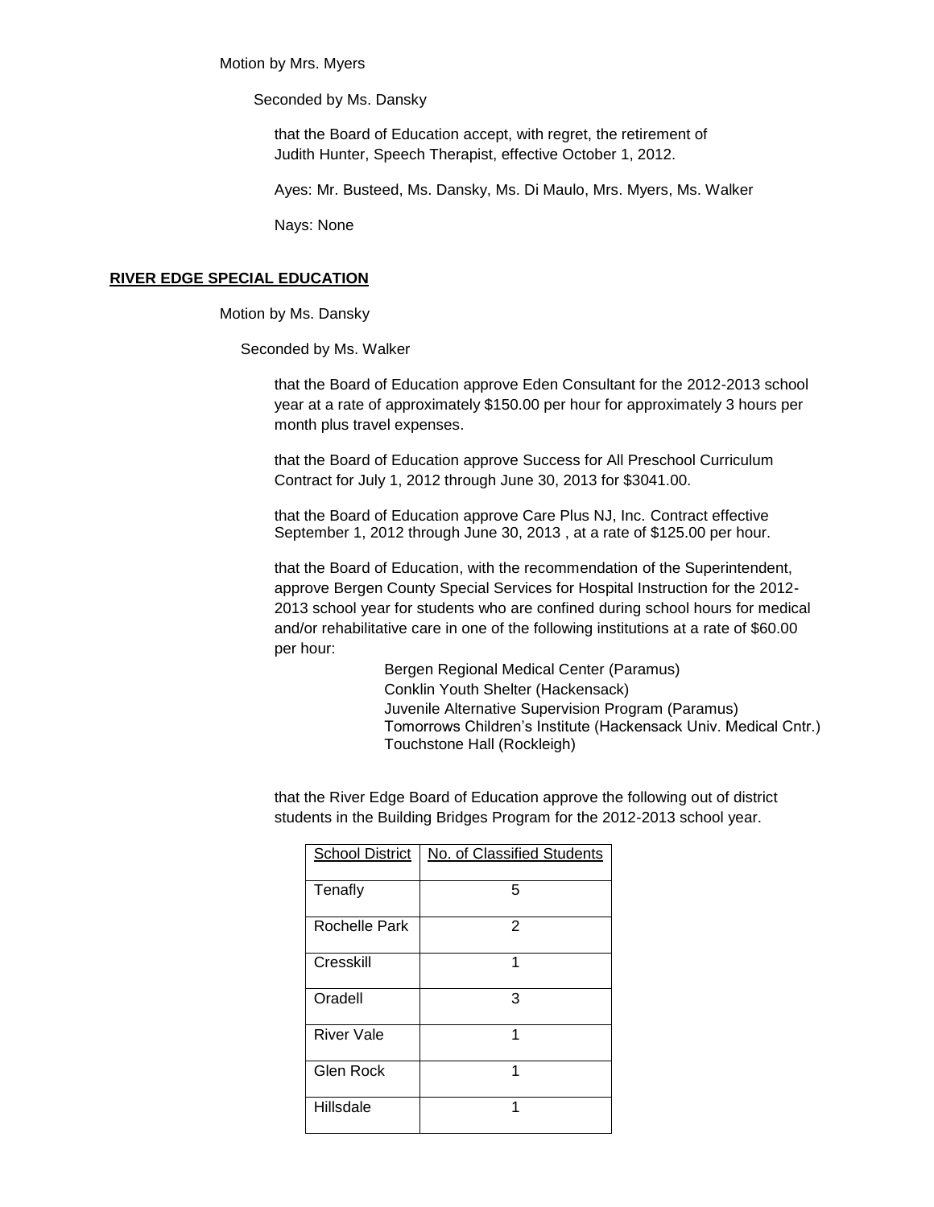Motion by Mrs. Myers

Seconded by Ms. Dansky

that the Board of Education accept, with regret, the retirement of Judith Hunter, Speech Therapist, effective October 1, 2012.

Ayes: Mr. Busteed, Ms. Dansky, Ms. Di Maulo, Mrs. Myers, Ms. Walker

Nays: None

## RIVER EDGE SPECIAL EDUCATION

Motion by Ms. Dansky

Seconded by Ms. Walker

that the Board of Education approve Eden Consultant for the 2012-2013 school year at a rate of approximately $150.00 per hour for approximately 3 hours per month plus travel expenses.

that the Board of Education approve Success for All Preschool Curriculum Contract for July 1, 2012 through June 30, 2013 for $3041.00.

that the Board of Education approve Care Plus NJ, Inc. Contract effective September 1, 2012 through June 30, 2013 , at a rate of $125.00 per hour.

that the Board of Education, with the recommendation of the Superintendent, approve Bergen County Special Services for Hospital Instruction for the 2012-2013 school year for students who are confined during school hours for medical and/or rehabilitative care in one of the following institutions at a rate of $60.00 per hour:

Bergen Regional Medical Center (Paramus)
Conklin Youth Shelter (Hackensack)
Juvenile Alternative Supervision Program (Paramus)
Tomorrows Children's Institute (Hackensack Univ. Medical Cntr.)
Touchstone Hall (Rockleigh)

that the River Edge Board of Education approve the following out of district students in the Building Bridges Program for the 2012-2013 school year.

| School District | No. of Classified Students |
|---|---|
| Tenafly | 5 |
| Rochelle Park | 2 |
| Cresskill | 1 |
| Oradell | 3 |
| River Vale | 1 |
| Glen Rock | 1 |
| Hillsdale | 1 |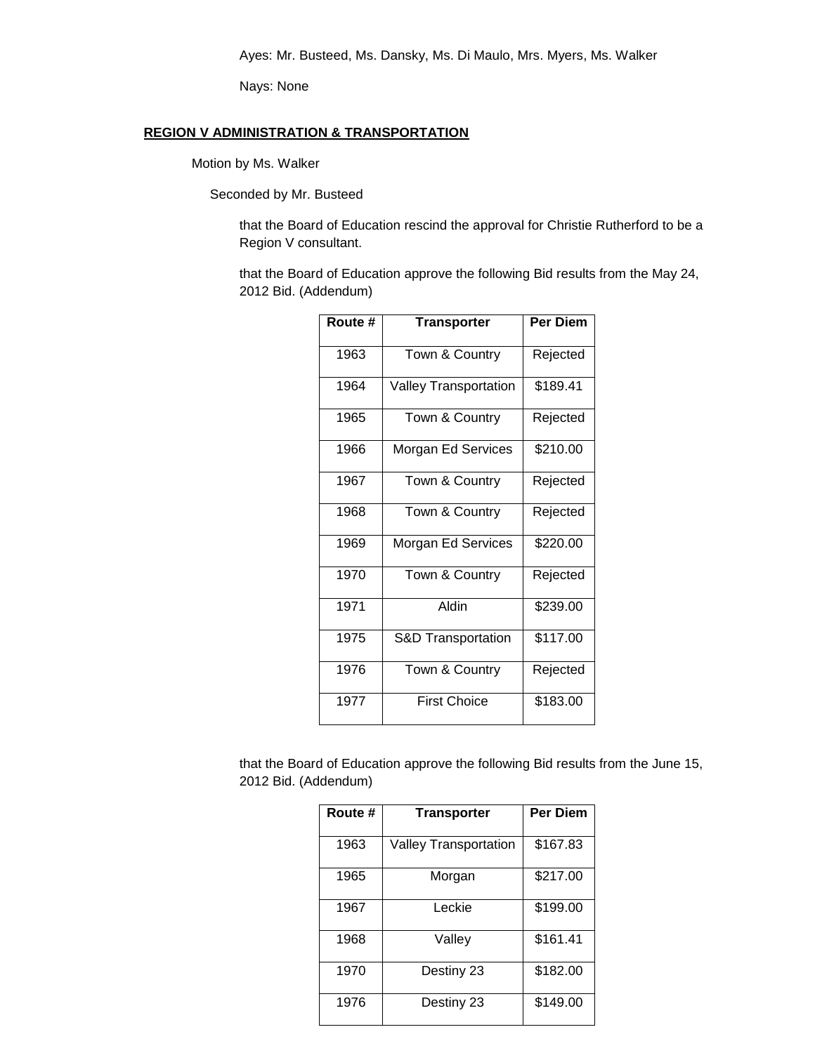Ayes: Mr. Busteed, Ms. Dansky, Ms. Di Maulo, Mrs. Myers, Ms. Walker

Nays: None

**REGION V ADMINISTRATION & TRANSPORTATION**

Motion by Ms. Walker

Seconded by Mr. Busteed

that the Board of Education rescind the approval for Christie Rutherford to be a Region V consultant.

that the Board of Education approve the following Bid results from the May 24, 2012 Bid. (Addendum)

| Route # | Transporter | Per Diem |
|---|---|---|
| 1963 | Town & Country | Rejected |
| 1964 | Valley Transportation | $189.41 |
| 1965 | Town & Country | Rejected |
| 1966 | Morgan Ed Services | $210.00 |
| 1967 | Town & Country | Rejected |
| 1968 | Town & Country | Rejected |
| 1969 | Morgan Ed Services | $220.00 |
| 1970 | Town & Country | Rejected |
| 1971 | Aldin | $239.00 |
| 1975 | S&D Transportation | $117.00 |
| 1976 | Town & Country | Rejected |
| 1977 | First Choice | $183.00 |

that the Board of Education approve the following Bid results from the June 15, 2012 Bid. (Addendum)

| Route # | Transporter | Per Diem |
|---|---|---|
| 1963 | Valley Transportation | $167.83 |
| 1965 | Morgan | $217.00 |
| 1967 | Leckie | $199.00 |
| 1968 | Valley | $161.41 |
| 1970 | Destiny 23 | $182.00 |
| 1976 | Destiny 23 | $149.00 |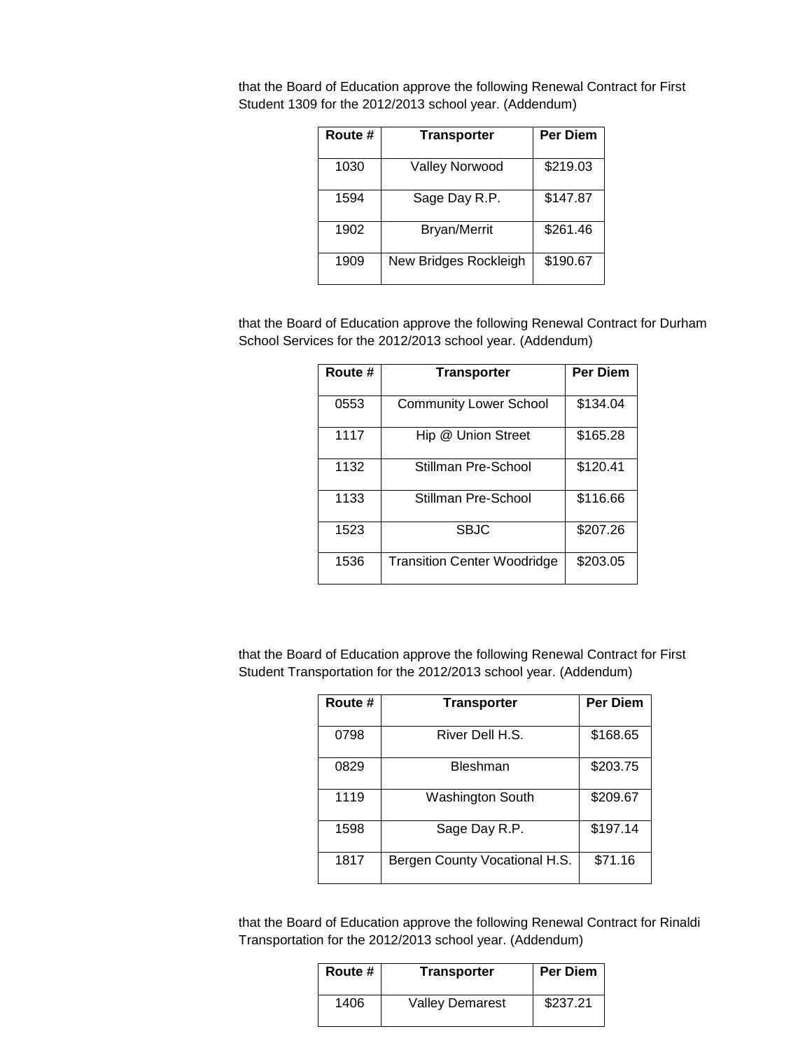that the Board of Education approve the following Renewal Contract for First Student 1309 for the 2012/2013 school year. (Addendum)

| Route # | Transporter | Per Diem |
|---|---|---|
| 1030 | Valley Norwood | $219.03 |
| 1594 | Sage Day R.P. | $147.87 |
| 1902 | Bryan/Merrit | $261.46 |
| 1909 | New Bridges Rockleigh | $190.67 |

that the Board of Education approve the following Renewal Contract for Durham School Services for the 2012/2013 school year. (Addendum)

| Route # | Transporter | Per Diem |
|---|---|---|
| 0553 | Community Lower School | $134.04 |
| 1117 | Hip @ Union Street | $165.28 |
| 1132 | Stillman Pre-School | $120.41 |
| 1133 | Stillman Pre-School | $116.66 |
| 1523 | SBJC | $207.26 |
| 1536 | Transition Center Woodridge | $203.05 |

that the Board of Education approve the following Renewal Contract for First Student Transportation for the 2012/2013 school year. (Addendum)

| Route # | Transporter | Per Diem |
|---|---|---|
| 0798 | River Dell H.S. | $168.65 |
| 0829 | Bleshman | $203.75 |
| 1119 | Washington South | $209.67 |
| 1598 | Sage Day R.P. | $197.14 |
| 1817 | Bergen County Vocational H.S. | $71.16 |

that the Board of Education approve the following Renewal Contract for Rinaldi Transportation for the 2012/2013 school year. (Addendum)

| Route # | Transporter | Per Diem |
|---|---|---|
| 1406 | Valley Demarest | $237.21 |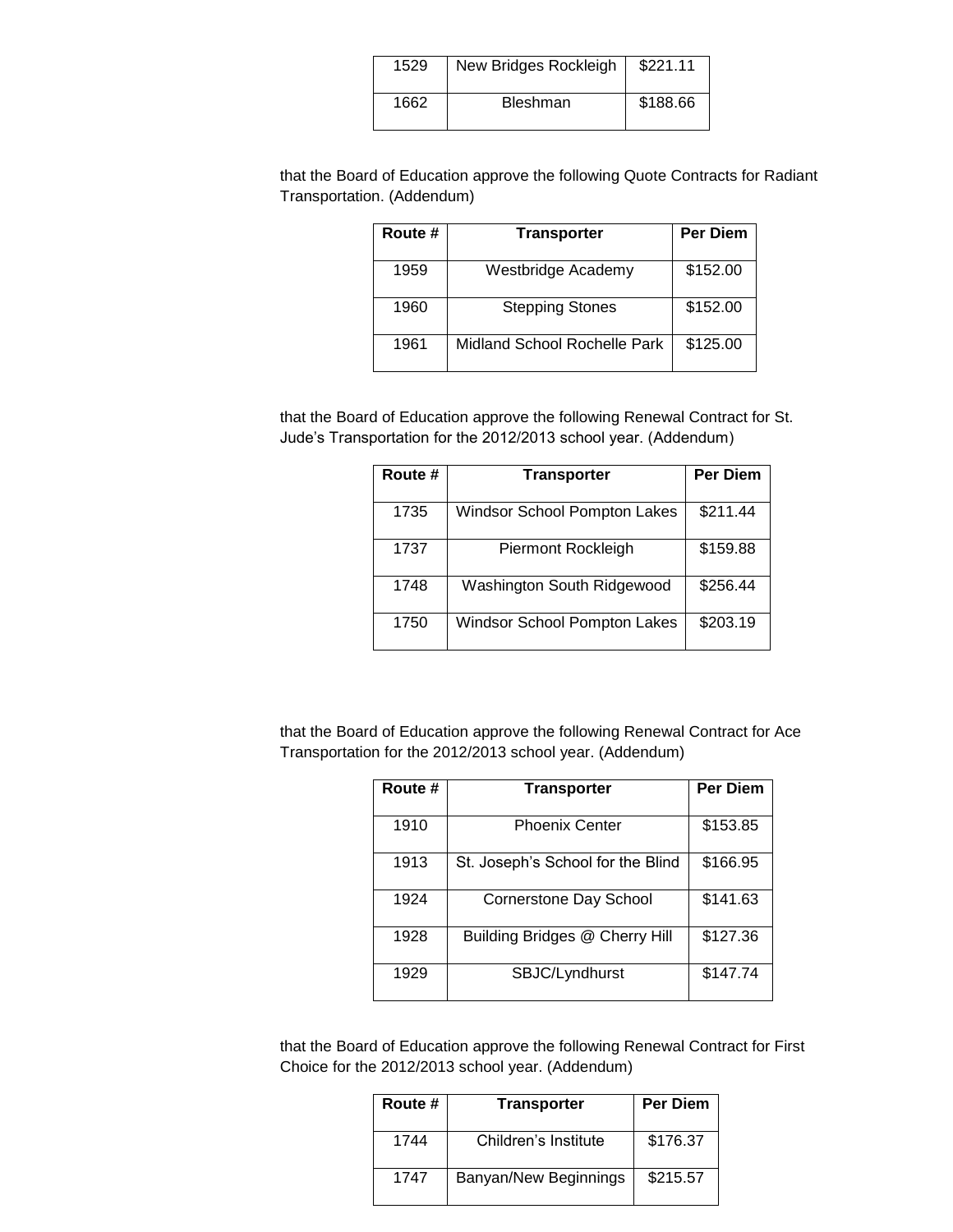| 1529 | New Bridges Rockleigh | $221.11 |
|---|---|---|
| 1662 | Bleshman | $188.66 |

that the Board of Education approve the following Quote Contracts for Radiant Transportation. (Addendum)

| Route # | Transporter | Per Diem |
|---|---|---|
| 1959 | Westbridge Academy | $152.00 |
| 1960 | Stepping Stones | $152.00 |
| 1961 | Midland School Rochelle Park | $125.00 |

that the Board of Education approve the following Renewal Contract for St. Jude's Transportation for the 2012/2013 school year. (Addendum)

| Route # | Transporter | Per Diem |
|---|---|---|
| 1735 | Windsor School Pompton Lakes | $211.44 |
| 1737 | Piermont Rockleigh | $159.88 |
| 1748 | Washington South Ridgewood | $256.44 |
| 1750 | Windsor School Pompton Lakes | $203.19 |

that the Board of Education approve the following Renewal Contract for Ace Transportation for the 2012/2013 school year. (Addendum)

| Route # | Transporter | Per Diem |
|---|---|---|
| 1910 | Phoenix Center | $153.85 |
| 1913 | St. Joseph's School for the Blind | $166.95 |
| 1924 | Cornerstone Day School | $141.63 |
| 1928 | Building Bridges @ Cherry Hill | $127.36 |
| 1929 | SBJC/Lyndhurst | $147.74 |

that the Board of Education approve the following Renewal Contract for First Choice for the 2012/2013 school year. (Addendum)

| Route # | Transporter | Per Diem |
|---|---|---|
| 1744 | Children's Institute | $176.37 |
| 1747 | Banyan/New Beginnings | $215.57 |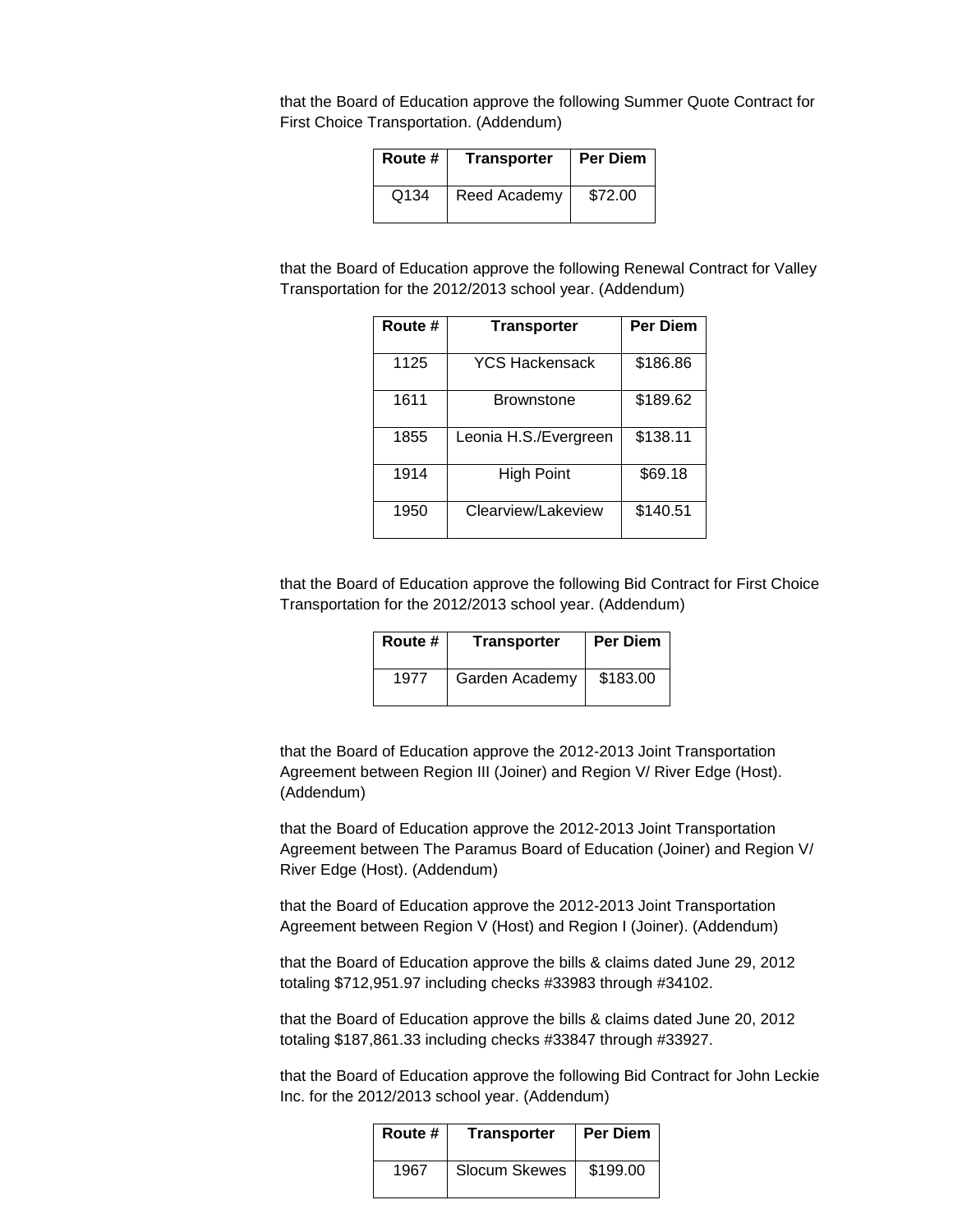that the Board of Education approve the following Summer Quote Contract for First Choice Transportation. (Addendum)

| Route # | Transporter | Per Diem |
|---|---|---|
| Q134 | Reed Academy | $72.00 |

that the Board of Education approve the following Renewal Contract for Valley Transportation for the 2012/2013 school year. (Addendum)

| Route # | Transporter | Per Diem |
|---|---|---|
| 1125 | YCS Hackensack | $186.86 |
| 1611 | Brownstone | $189.62 |
| 1855 | Leonia H.S./Evergreen | $138.11 |
| 1914 | High Point | $69.18 |
| 1950 | Clearview/Lakeview | $140.51 |

that the Board of Education approve the following Bid Contract for First Choice Transportation for the 2012/2013 school year. (Addendum)

| Route # | Transporter | Per Diem |
|---|---|---|
| 1977 | Garden Academy | $183.00 |

that the Board of Education approve the 2012-2013 Joint Transportation Agreement between Region III (Joiner) and Region V/ River Edge (Host). (Addendum)

that the Board of Education approve the 2012-2013 Joint Transportation Agreement between The Paramus Board of Education (Joiner) and Region V/ River Edge (Host). (Addendum)

that the Board of Education approve the 2012-2013 Joint Transportation Agreement between Region V (Host) and Region I (Joiner). (Addendum)

that the Board of Education approve the bills & claims dated June 29, 2012 totaling $712,951.97 including checks #33983 through #34102.

that the Board of Education approve the bills & claims dated June 20, 2012 totaling $187,861.33 including checks #33847 through #33927.

that the Board of Education approve the following Bid Contract for John Leckie Inc. for the 2012/2013 school year. (Addendum)

| Route # | Transporter | Per Diem |
|---|---|---|
| 1967 | Slocum Skewes | $199.00 |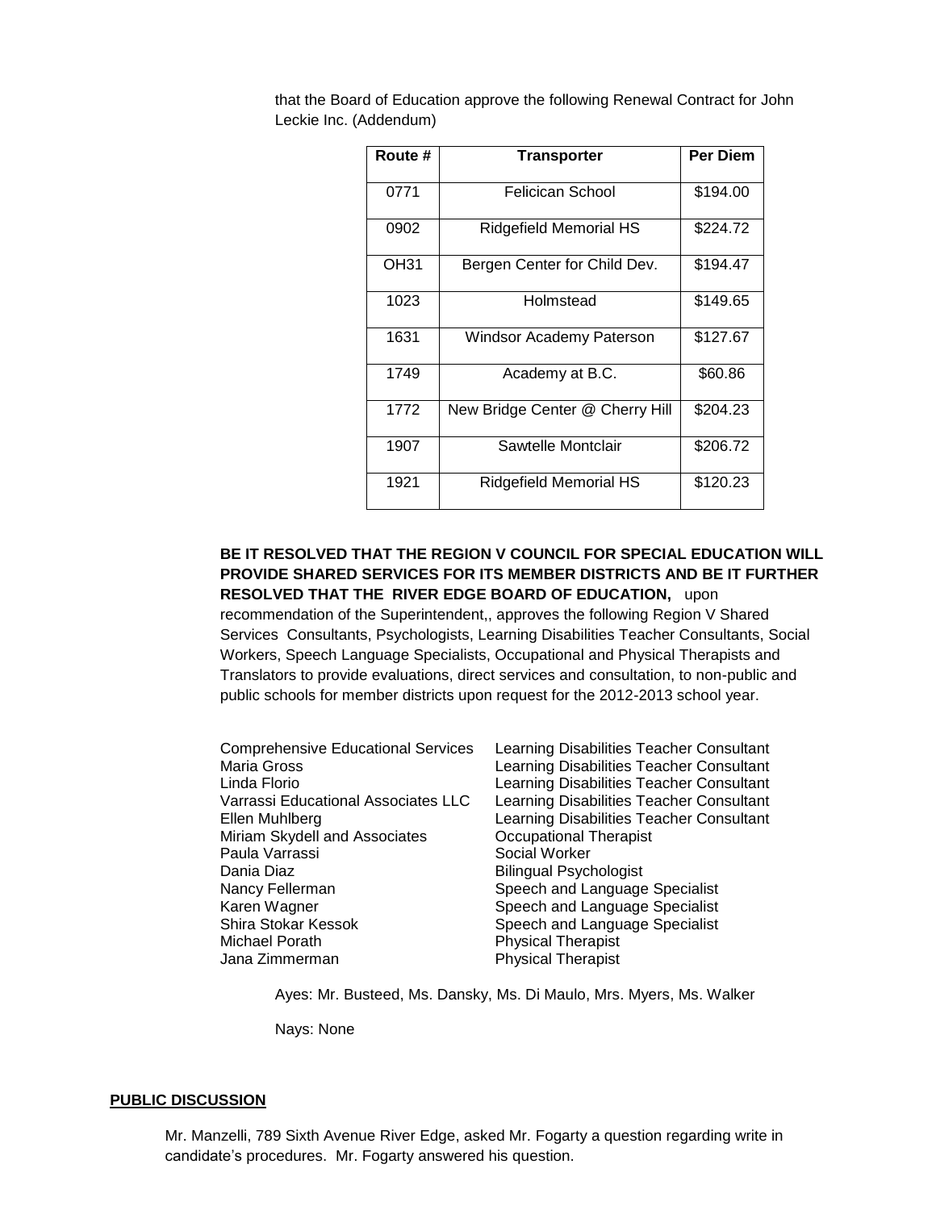that the Board of Education approve the following Renewal Contract for John Leckie Inc. (Addendum)

| Route # | Transporter | Per Diem |
|---|---|---|
| 0771 | Felicican School | $194.00 |
| 0902 | Ridgefield Memorial HS | $224.72 |
| OH31 | Bergen Center for Child Dev. | $194.47 |
| 1023 | Holmstead | $149.65 |
| 1631 | Windsor Academy Paterson | $127.67 |
| 1749 | Academy at B.C. | $60.86 |
| 1772 | New Bridge Center @ Cherry Hill | $204.23 |
| 1907 | Sawtelle Montclair | $206.72 |
| 1921 | Ridgefield Memorial HS | $120.23 |

**BE IT RESOLVED THAT THE REGION V COUNCIL FOR SPECIAL EDUCATION WILL PROVIDE SHARED SERVICES FOR ITS MEMBER DISTRICTS AND BE IT FURTHER RESOLVED THAT THE RIVER EDGE BOARD OF EDUCATION,** upon recommendation of the Superintendent,, approves the following Region V Shared Services Consultants, Psychologists, Learning Disabilities Teacher Consultants, Social Workers, Speech Language Specialists, Occupational and Physical Therapists and Translators to provide evaluations, direct services and consultation, to non-public and public schools for member districts upon request for the 2012-2013 school year.

| | |
|---|---|
| Comprehensive Educational Services | Learning Disabilities Teacher Consultant |
| Maria Gross | Learning Disabilities Teacher Consultant |
| Linda Florio | Learning Disabilities Teacher Consultant |
| Varrassi Educational Associates LLC | Learning Disabilities Teacher Consultant |
| Ellen Muhlberg | Learning Disabilities Teacher Consultant |
| Miriam Skydell and Associates | Occupational Therapist |
| Paula Varrassi | Social Worker |
| Dania Diaz | Bilingual Psychologist |
| Nancy Fellerman | Speech and Language Specialist |
| Karen Wagner | Speech and Language Specialist |
| Shira Stokar Kessok | Speech and Language Specialist |
| Michael Porath | Physical Therapist |
| Jana Zimmerman | Physical Therapist |

Ayes: Mr. Busteed, Ms. Dansky, Ms. Di Maulo, Mrs. Myers, Ms. Walker

Nays: None

**PUBLIC DISCUSSION**

Mr. Manzelli, 789 Sixth Avenue River Edge, asked Mr. Fogarty a question regarding write in candidate's procedures. Mr. Fogarty answered his question.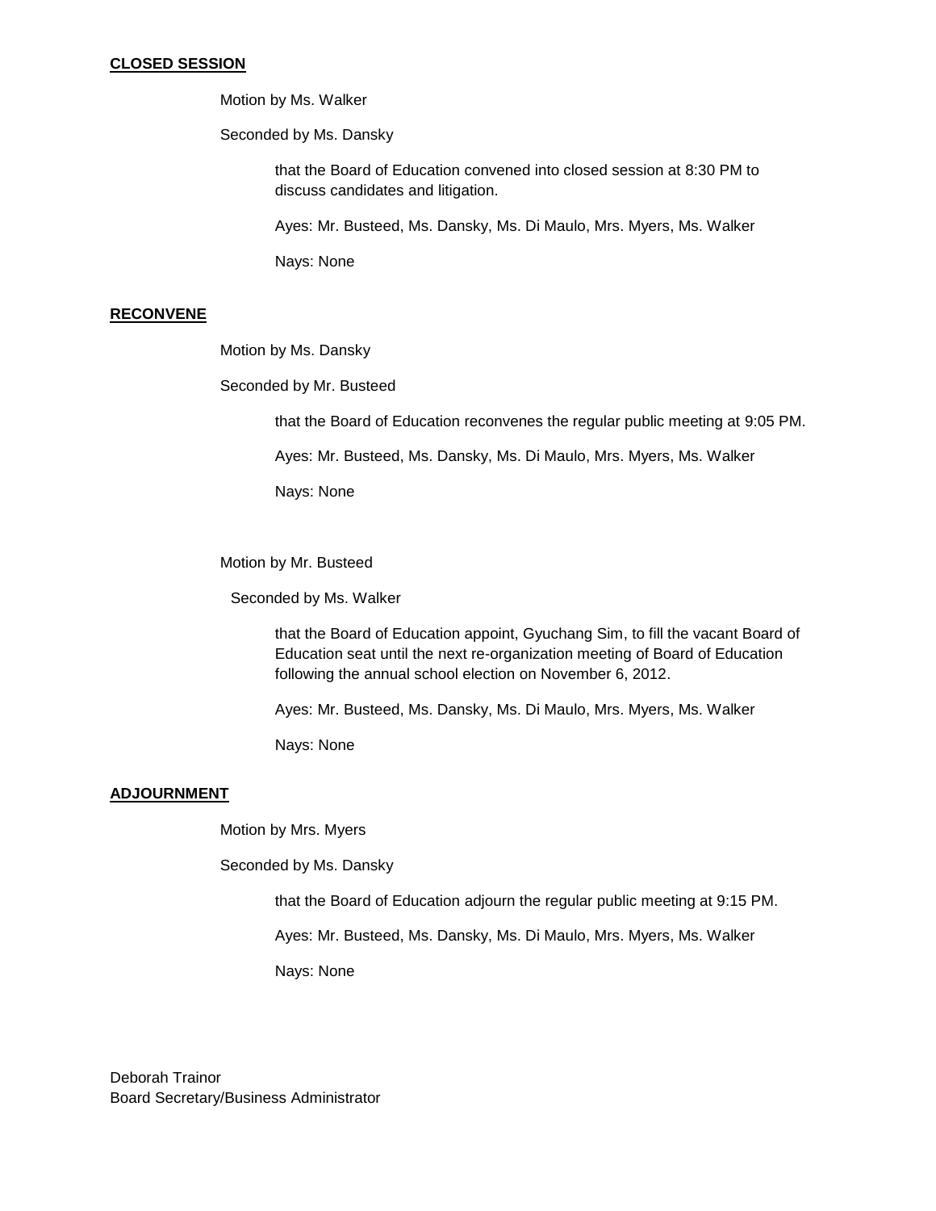**CLOSED SESSION**

Motion by Ms. Walker

Seconded by Ms. Dansky

that the Board of Education convened into closed session at 8:30 PM to discuss candidates and litigation.

Ayes: Mr. Busteed, Ms. Dansky, Ms. Di Maulo, Mrs. Myers, Ms. Walker

Nays: None

**RECONVENE**

Motion by Ms. Dansky

Seconded by Mr. Busteed

that the Board of Education reconvenes the regular public meeting at 9:05 PM.

Ayes: Mr. Busteed, Ms. Dansky, Ms. Di Maulo, Mrs. Myers, Ms. Walker

Nays: None

Motion by Mr. Busteed

Seconded by Ms. Walker

that the Board of Education appoint, Gyuchang Sim, to fill the vacant Board of Education seat until the next re-organization meeting of Board of Education following the annual school election on November 6, 2012.

Ayes: Mr. Busteed, Ms. Dansky, Ms. Di Maulo, Mrs. Myers, Ms. Walker

Nays: None

**ADJOURNMENT**

Motion by Mrs. Myers

Seconded by Ms. Dansky

that the Board of Education adjourn the regular public meeting at 9:15 PM.

Ayes: Mr. Busteed, Ms. Dansky, Ms. Di Maulo, Mrs. Myers, Ms. Walker

Nays: None

Deborah Trainor
Board Secretary/Business Administrator